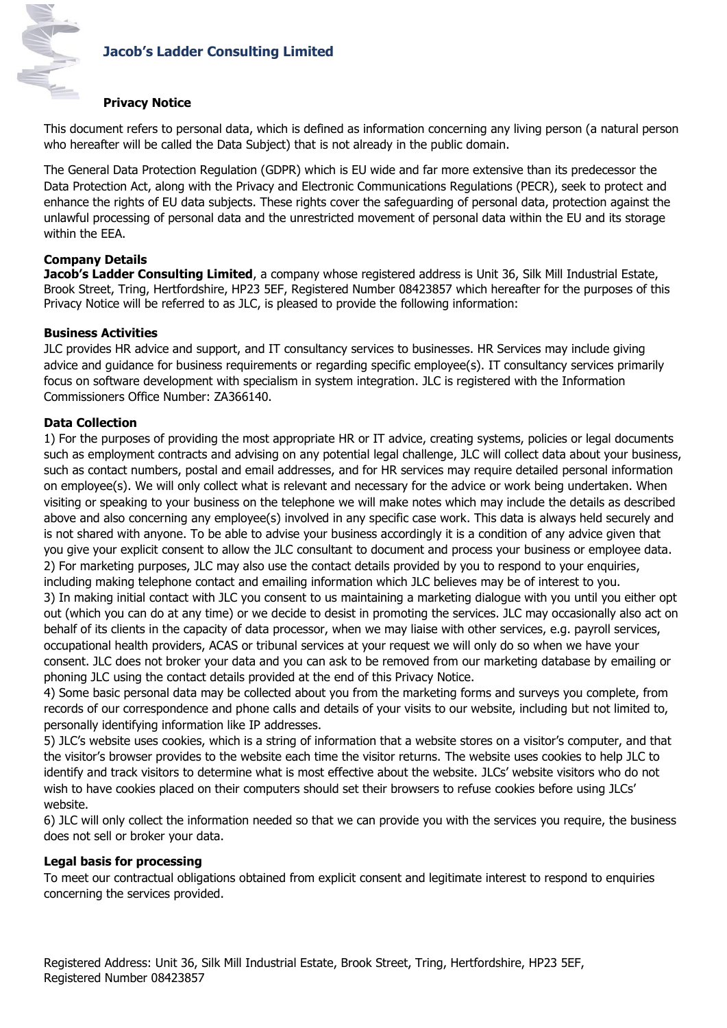# Jacob's Ladder Consulting Limited

## Privacy Notice

This document refers to personal data, which is defined as information concerning any living person (a natural person who hereafter will be called the Data Subject) that is not already in the public domain.

The General Data Protection Regulation (GDPR) which is EU wide and far more extensive than its predecessor the Data Protection Act, along with the Privacy and Electronic Communications Regulations (PECR), seek to protect and enhance the rights of EU data subjects. These rights cover the safeguarding of personal data, protection against the unlawful processing of personal data and the unrestricted movement of personal data within the EU and its storage within the EEA.

### Company Details

**Jacob's Ladder Consulting Limited**, a company whose registered address is Unit 36, Silk Mill Industrial Estate, Brook Street, Tring, Hertfordshire, HP23 5EF, Registered Number 08423857 which hereafter for the purposes of this Privacy Notice will be referred to as JLC, is pleased to provide the following information:

### Business Activities

JLC provides HR advice and support, and IT consultancy services to businesses. HR Services may include giving advice and guidance for business requirements or regarding specific employee(s). IT consultancy services primarily focus on software development with specialism in system integration. JLC is registered with the Information Commissioners Office Number: ZA366140.

### Data Collection

1) For the purposes of providing the most appropriate HR or IT advice, creating systems, policies or legal documents such as employment contracts and advising on any potential legal challenge, JLC will collect data about your business, such as contact numbers, postal and email addresses, and for HR services may require detailed personal information on employee(s). We will only collect what is relevant and necessary for the advice or work being undertaken. When visiting or speaking to your business on the telephone we will make notes which may include the details as described above and also concerning any employee(s) involved in any specific case work. This data is always held securely and is not shared with anyone. To be able to advise your business accordingly it is a condition of any advice given that you give your explicit consent to allow the JLC consultant to document and process your business or employee data.
2) For marketing purposes, JLC may also use the contact details provided by you to respond to your enquiries, including making telephone contact and emailing information which JLC believes may be of interest to you.
3) In making initial contact with JLC you consent to us maintaining a marketing dialogue with you until you either opt out (which you can do at any time) or we decide to desist in promoting the services. JLC may occasionally also act on behalf of its clients in the capacity of data processor, when we may liaise with other services, e.g. payroll services, occupational health providers, ACAS or tribunal services at your request we will only do so when we have your consent. JLC does not broker your data and you can ask to be removed from our marketing database by emailing or phoning JLC using the contact details provided at the end of this Privacy Notice.
4) Some basic personal data may be collected about you from the marketing forms and surveys you complete, from records of our correspondence and phone calls and details of your visits to our website, including but not limited to, personally identifying information like IP addresses.
5) JLC's website uses cookies, which is a string of information that a website stores on a visitor's computer, and that the visitor's browser provides to the website each time the visitor returns. The website uses cookies to help JLC to identify and track visitors to determine what is most effective about the website. JLCs' website visitors who do not wish to have cookies placed on their computers should set their browsers to refuse cookies before using JLCs' website.
6) JLC will only collect the information needed so that we can provide you with the services you require, the business does not sell or broker your data.

### Legal basis for processing

To meet our contractual obligations obtained from explicit consent and legitimate interest to respond to enquiries concerning the services provided.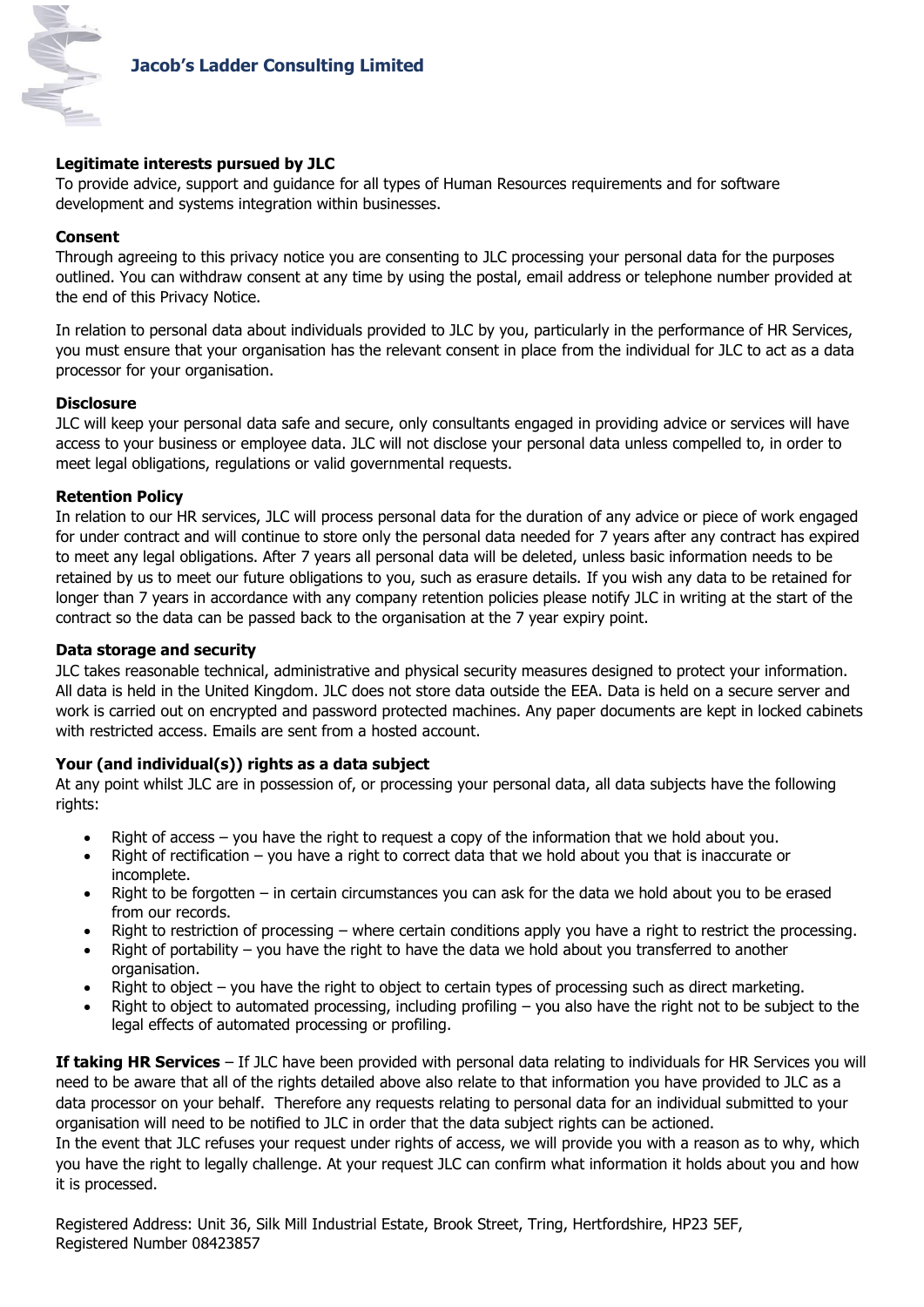### Legitimate interests pursued by JLC

To provide advice, support and guidance for all types of Human Resources requirements and for software development and systems integration within businesses.

### Consent

Through agreeing to this privacy notice you are consenting to JLC processing your personal data for the purposes outlined. You can withdraw consent at any time by using the postal, email address or telephone number provided at the end of this Privacy Notice.

In relation to personal data about individuals provided to JLC by you, particularly in the performance of HR Services, you must ensure that your organisation has the relevant consent in place from the individual for JLC to act as a data processor for your organisation.

### Disclosure

JLC will keep your personal data safe and secure, only consultants engaged in providing advice or services will have access to your business or employee data. JLC will not disclose your personal data unless compelled to, in order to meet legal obligations, regulations or valid governmental requests.

### Retention Policy

In relation to our HR services, JLC will process personal data for the duration of any advice or piece of work engaged for under contract and will continue to store only the personal data needed for 7 years after any contract has expired to meet any legal obligations. After 7 years all personal data will be deleted, unless basic information needs to be retained by us to meet our future obligations to you, such as erasure details. If you wish any data to be retained for longer than 7 years in accordance with any company retention policies please notify JLC in writing at the start of the contract so the data can be passed back to the organisation at the 7 year expiry point.

### Data storage and security

JLC takes reasonable technical, administrative and physical security measures designed to protect your information. All data is held in the United Kingdom. JLC does not store data outside the EEA. Data is held on a secure server and work is carried out on encrypted and password protected machines. Any paper documents are kept in locked cabinets with restricted access. Emails are sent from a hosted account.

### Your (and individual(s)) rights as a data subject

At any point whilst JLC are in possession of, or processing your personal data, all data subjects have the following rights:

- Right of access – you have the right to request a copy of the information that we hold about you.
- Right of rectification – you have a right to correct data that we hold about you that is inaccurate or incomplete.
- Right to be forgotten – in certain circumstances you can ask for the data we hold about you to be erased from our records.
- Right to restriction of processing – where certain conditions apply you have a right to restrict the processing.
- Right of portability – you have the right to have the data we hold about you transferred to another organisation.
- Right to object – you have the right to object to certain types of processing such as direct marketing.
- Right to object to automated processing, including profiling – you also have the right not to be subject to the legal effects of automated processing or profiling.

**If taking HR Services** – If JLC have been provided with personal data relating to individuals for HR Services you will need to be aware that all of the rights detailed above also relate to that information you have provided to JLC as a data processor on your behalf. Therefore any requests relating to personal data for an individual submitted to your organisation will need to be notified to JLC in order that the data subject rights can be actioned.
In the event that JLC refuses your request under rights of access, we will provide you with a reason as to why, which you have the right to legally challenge. At your request JLC can confirm what information it holds about you and how it is processed.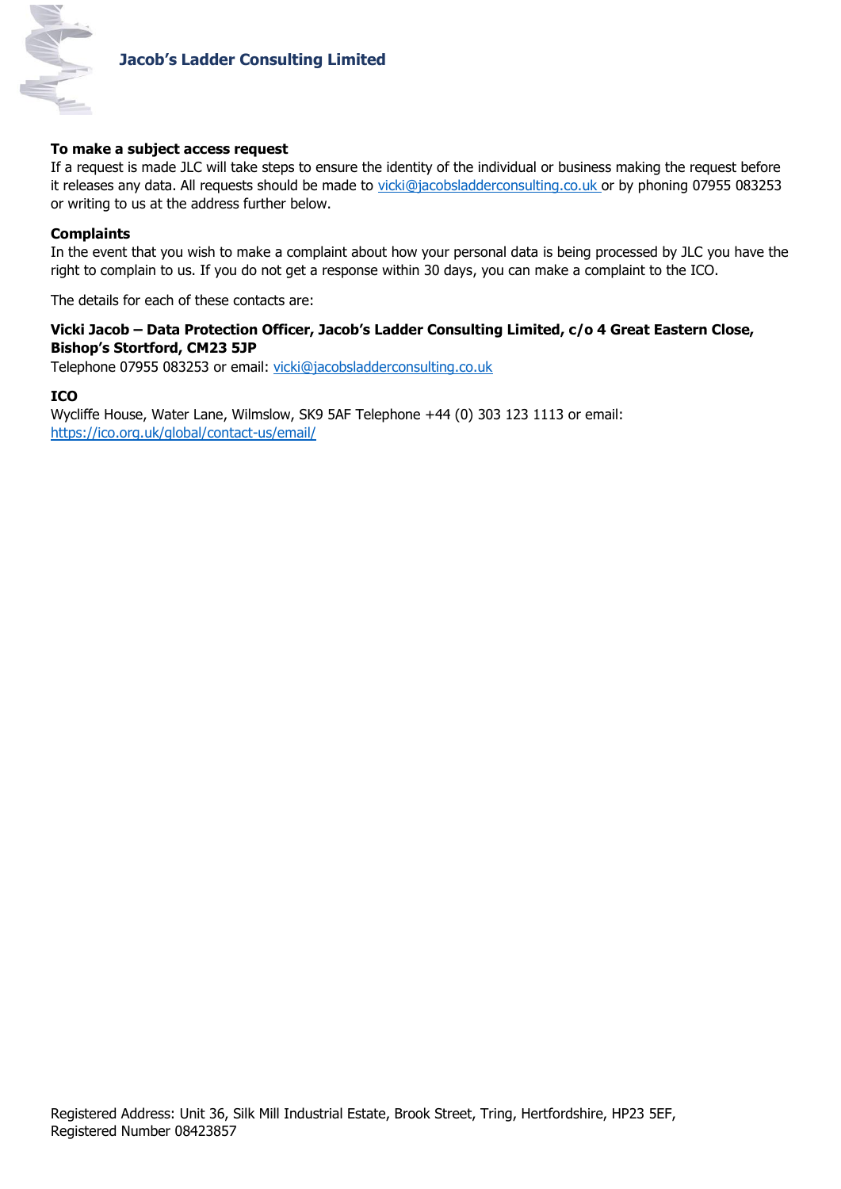**To make a subject access request**

If a request is made JLC will take steps to ensure the identity of the individual or business making the request before it releases any data. All requests should be made to vicki@jacobsladderconsulting.co.uk or by phoning 07955 083253 or writing to us at the address further below.

**Complaints**

In the event that you wish to make a complaint about how your personal data is being processed by JLC you have the right to complain to us. If you do not get a response within 30 days, you can make a complaint to the ICO.

The details for each of these contacts are:

**Vicki Jacob – Data Protection Officer, Jacob's Ladder Consulting Limited, c/o 4 Great Eastern Close, Bishop's Stortford, CM23 5JP**

Telephone 07955 083253 or email: vicki@jacobsladderconsulting.co.uk

**ICO**

Wycliffe House, Water Lane, Wilmslow, SK9 5AF Telephone +44 (0) 303 123 1113 or email: https://ico.org.uk/global/contact-us/email/